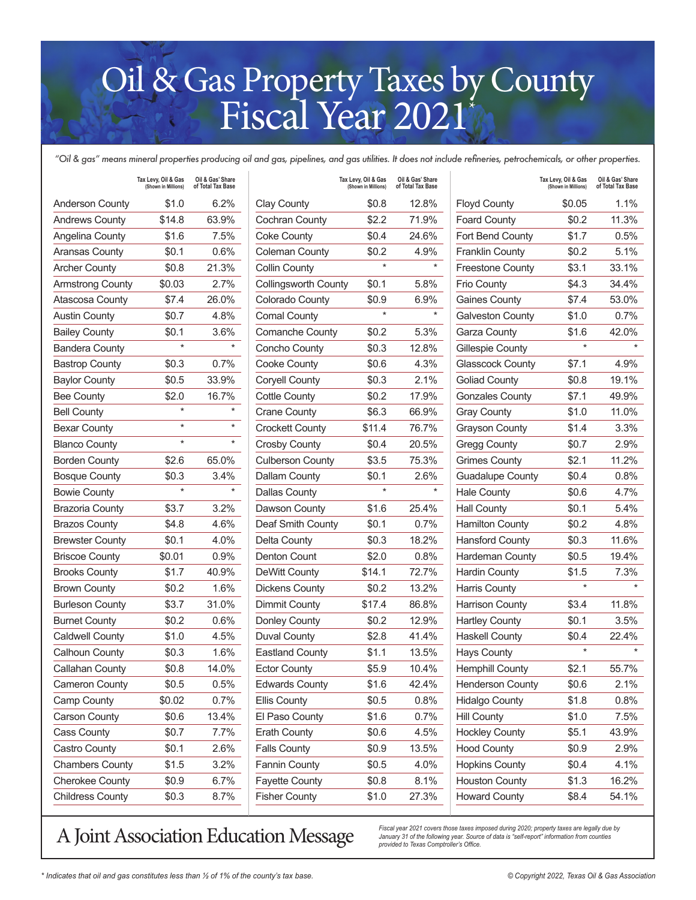# Oil & Gas Property Taxes by County Fiscal Year 2021*

*"Oil & gas" means mineral properties producing oil and gas, pipelines, and gas utilities. It does not include refineries, petrochemicals, or other properties.*

| County | Tax Levy, Oil & Gas (Shown in Millions) | Oil & Gas' Share of Total Tax Base |
|---|---|---|
| Anderson County | $1.0 | 6.2% |
| Andrews County | $14.8 | 63.9% |
| Angelina County | $1.6 | 7.5% |
| Aransas County | $0.1 | 0.6% |
| Archer County | $0.8 | 21.3% |
| Armstrong County | $0.03 | 2.7% |
| Atascosa County | $7.4 | 26.0% |
| Austin County | $0.7 | 4.8% |
| Bailey County | $0.1 | 3.6% |
| Bandera County | * | * |
| Bastrop County | $0.3 | 0.7% |
| Baylor County | $0.5 | 33.9% |
| Bee County | $2.0 | 16.7% |
| Bell County | * | * |
| Bexar County | * | * |
| Blanco County | * | * |
| Borden County | $2.6 | 65.0% |
| Bosque County | $0.3 | 3.4% |
| Bowie County | * | * |
| Brazoria County | $3.7 | 3.2% |
| Brazos County | $4.8 | 4.6% |
| Brewster County | $0.1 | 4.0% |
| Briscoe County | $0.01 | 0.9% |
| Brooks County | $1.7 | 40.9% |
| Brown County | $0.2 | 1.6% |
| Burleson County | $3.7 | 31.0% |
| Burnet County | $0.2 | 0.6% |
| Caldwell County | $1.0 | 4.5% |
| Calhoun County | $0.3 | 1.6% |
| Callahan County | $0.8 | 14.0% |
| Cameron County | $0.5 | 0.5% |
| Camp County | $0.02 | 0.7% |
| Carson County | $0.6 | 13.4% |
| Cass County | $0.7 | 7.7% |
| Castro County | $0.1 | 2.6% |
| Chambers County | $1.5 | 3.2% |
| Cherokee County | $0.9 | 6.7% |
| Childress County | $0.3 | 8.7% |
| Clay County | $0.8 | 12.8% |
| Cochran County | $2.2 | 71.9% |
| Coke County | $0.4 | 24.6% |
| Coleman County | $0.2 | 4.9% |
| Collin County | * | * |
| Collingsworth County | $0.1 | 5.8% |
| Colorado County | $0.9 | 6.9% |
| Comal County | * | * |
| Comanche County | $0.2 | 5.3% |
| Concho County | $0.3 | 12.8% |
| Cooke County | $0.6 | 4.3% |
| Coryell County | $0.3 | 2.1% |
| Cottle County | $0.2 | 17.9% |
| Crane County | $6.3 | 66.9% |
| Crockett County | $11.4 | 76.7% |
| Crosby County | $0.4 | 20.5% |
| Culberson County | $3.5 | 75.3% |
| Dallam County | $0.1 | 2.6% |
| Dallas County | * | * |
| Dawson County | $1.6 | 25.4% |
| Deaf Smith County | $0.1 | 0.7% |
| Delta County | $0.3 | 18.2% |
| Denton Count | $2.0 | 0.8% |
| DeWitt County | $14.1 | 72.7% |
| Dickens County | $0.2 | 13.2% |
| Dimmit County | $17.4 | 86.8% |
| Donley County | $0.2 | 12.9% |
| Duval County | $2.8 | 41.4% |
| Eastland County | $1.1 | 13.5% |
| Ector County | $5.9 | 10.4% |
| Edwards County | $1.6 | 42.4% |
| Ellis County | $0.5 | 0.8% |
| El Paso County | $1.6 | 0.7% |
| Erath County | $0.6 | 4.5% |
| Falls County | $0.9 | 13.5% |
| Fannin County | $0.5 | 4.0% |
| Fayette County | $0.8 | 8.1% |
| Fisher County | $1.0 | 27.3% |
| Floyd County | $0.05 | 1.1% |
| Foard County | $0.2 | 11.3% |
| Fort Bend County | $1.7 | 0.5% |
| Franklin County | $0.2 | 5.1% |
| Freestone County | $3.1 | 33.1% |
| Frio County | $4.3 | 34.4% |
| Gaines County | $7.4 | 53.0% |
| Galveston County | $1.0 | 0.7% |
| Garza County | $1.6 | 42.0% |
| Gillespie County | * | * |
| Glasscock County | $7.1 | 4.9% |
| Goliad County | $0.8 | 19.1% |
| Gonzales County | $7.1 | 49.9% |
| Gray County | $1.0 | 11.0% |
| Grayson County | $1.4 | 3.3% |
| Gregg County | $0.7 | 2.9% |
| Grimes County | $2.1 | 11.2% |
| Guadalupe County | $0.4 | 0.8% |
| Hale County | $0.6 | 4.7% |
| Hall County | $0.1 | 5.4% |
| Hamilton County | $0.2 | 4.8% |
| Hansford County | $0.3 | 11.6% |
| Hardeman County | $0.5 | 19.4% |
| Hardin County | $1.5 | 7.3% |
| Harris County | * | * |
| Harrison County | $3.4 | 11.8% |
| Hartley County | $0.1 | 3.5% |
| Haskell County | $0.4 | 22.4% |
| Hays County | * | * |
| Hemphill County | $2.1 | 55.7% |
| Henderson County | $0.6 | 2.1% |
| Hidalgo County | $1.8 | 0.8% |
| Hill County | $1.0 | 7.5% |
| Hockley County | $5.1 | 43.9% |
| Hood County | $0.9 | 2.9% |
| Hopkins County | $0.4 | 4.1% |
| Houston County | $1.3 | 16.2% |
| Howard County | $8.4 | 54.1% |

## A Joint Association Education Message

*Fiscal year 2021 covers those taxes imposed during 2020; property taxes are legally due by January 31 of the following year. Source of data is "self-report" information from counties provided to Texas Comptroller's Office.*

*\* Indicates that oil and gas constitutes less than ½ of 1% of the county's tax base.*

© Copyright 2022, Texas Oil & Gas Association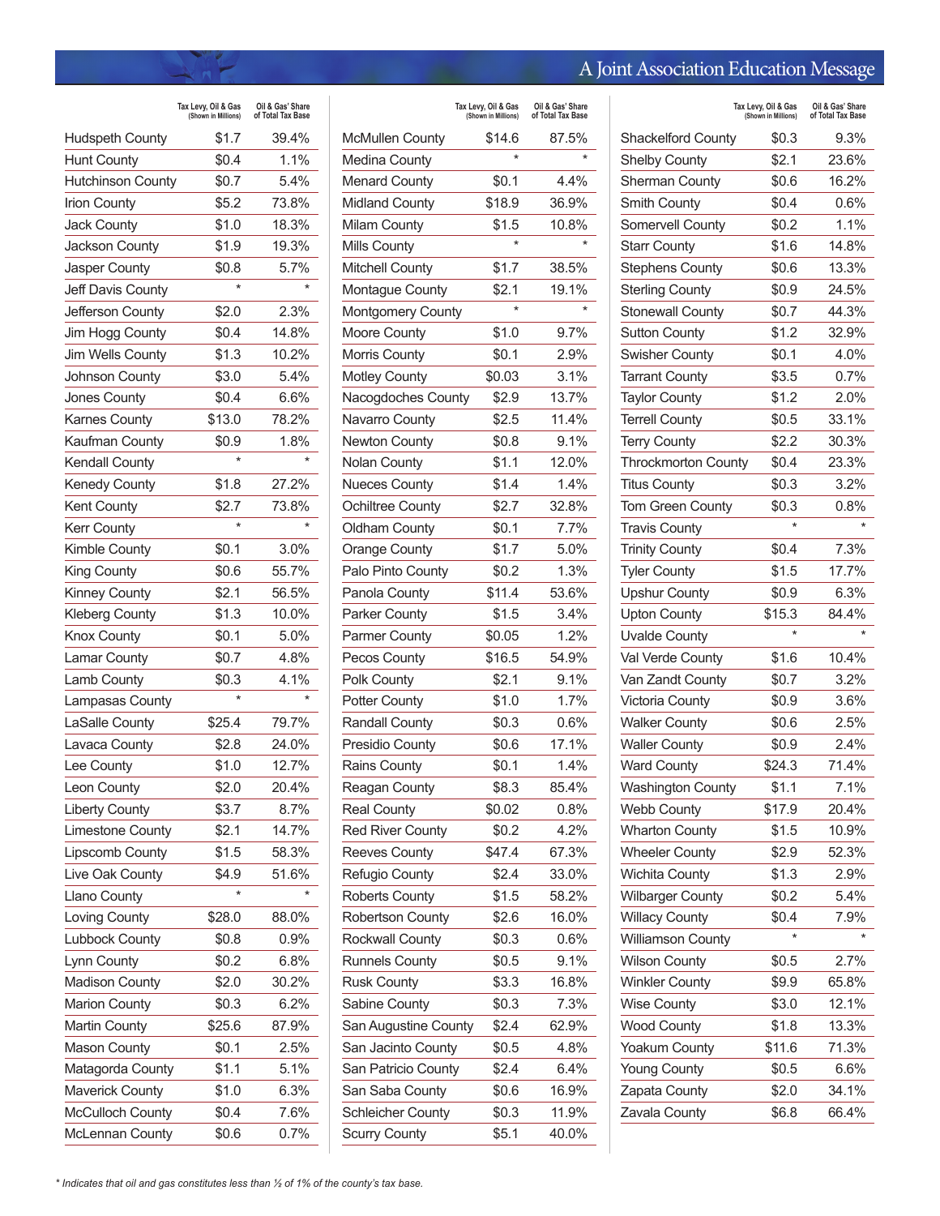| | Tax Levy, Oil & Gas (Shown in Millions) | Oil & Gas' Share of Total Tax Base |
|---|---|---|
| Hudspeth County | $1.7 | 39.4% |
| Hunt County | $0.4 | 1.1% |
| Hutchinson County | $0.7 | 5.4% |
| Irion County | $5.2 | 73.8% |
| Jack County | $1.0 | 18.3% |
| Jackson County | $1.9 | 19.3% |
| Jasper County | $0.8 | 5.7% |
| Jeff Davis County | * | * |
| Jefferson County | $2.0 | 2.3% |
| Jim Hogg County | $0.4 | 14.8% |
| Jim Wells County | $1.3 | 10.2% |
| Johnson County | $3.0 | 5.4% |
| Jones County | $0.4 | 6.6% |
| Karnes County | $13.0 | 78.2% |
| Kaufman County | $0.9 | 1.8% |
| Kendall County | * | * |
| Kenedy County | $1.8 | 27.2% |
| Kent County | $2.7 | 73.8% |
| Kerr County | * | * |
| Kimble County | $0.1 | 3.0% |
| King County | $0.6 | 55.7% |
| Kinney County | $2.1 | 56.5% |
| Kleberg County | $1.3 | 10.0% |
| Knox County | $0.1 | 5.0% |
| Lamar County | $0.7 | 4.8% |
| Lamb County | $0.3 | 4.1% |
| Lampasas County | * | * |
| LaSalle County | $25.4 | 79.7% |
| Lavaca County | $2.8 | 24.0% |
| Lee County | $1.0 | 12.7% |
| Leon County | $2.0 | 20.4% |
| Liberty County | $3.7 | 8.7% |
| Limestone County | $2.1 | 14.7% |
| Lipscomb County | $1.5 | 58.3% |
| Live Oak County | $4.9 | 51.6% |
| Llano County | * | * |
| Loving County | $28.0 | 88.0% |
| Lubbock County | $0.8 | 0.9% |
| Lynn County | $0.2 | 6.8% |
| Madison County | $2.0 | 30.2% |
| Marion County | $0.3 | 6.2% |
| Martin County | $25.6 | 87.9% |
| Mason County | $0.1 | 2.5% |
| Matagorda County | $1.1 | 5.1% |
| Maverick County | $1.0 | 6.3% |
| McCulloch County | $0.4 | 7.6% |
| McLennan County | $0.6 | 0.7% |
| McMullen County | $14.6 | 87.5% |
| Medina County | * | * |
| Menard County | $0.1 | 4.4% |
| Midland County | $18.9 | 36.9% |
| Milam County | $1.5 | 10.8% |
| Mills County | * | * |
| Mitchell County | $1.7 | 38.5% |
| Montague County | $2.1 | 19.1% |
| Montgomery County | * | * |
| Moore County | $1.0 | 9.7% |
| Morris County | $0.1 | 2.9% |
| Motley County | $0.03 | 3.1% |
| Nacogdoches County | $2.9 | 13.7% |
| Navarro County | $2.5 | 11.4% |
| Newton County | $0.8 | 9.1% |
| Nolan County | $1.1 | 12.0% |
| Nueces County | $1.4 | 1.4% |
| Ochiltree County | $2.7 | 32.8% |
| Oldham County | $0.1 | 7.7% |
| Orange County | $1.7 | 5.0% |
| Palo Pinto County | $0.2 | 1.3% |
| Panola County | $11.4 | 53.6% |
| Parker County | $1.5 | 3.4% |
| Parmer County | $0.05 | 1.2% |
| Pecos County | $16.5 | 54.9% |
| Polk County | $2.1 | 9.1% |
| Potter County | $1.0 | 1.7% |
| Randall County | $0.3 | 0.6% |
| Presidio County | $0.6 | 17.1% |
| Rains County | $0.1 | 1.4% |
| Reagan County | $8.3 | 85.4% |
| Real County | $0.02 | 0.8% |
| Red River County | $0.2 | 4.2% |
| Reeves County | $47.4 | 67.3% |
| Refugio County | $2.4 | 33.0% |
| Roberts County | $1.5 | 58.2% |
| Robertson County | $2.6 | 16.0% |
| Rockwall County | $0.3 | 0.6% |
| Runnels County | $0.5 | 9.1% |
| Rusk County | $3.3 | 16.8% |
| Sabine County | $0.3 | 7.3% |
| San Augustine County | $2.4 | 62.9% |
| San Jacinto County | $0.5 | 4.8% |
| San Patricio County | $2.4 | 6.4% |
| San Saba County | $0.6 | 16.9% |
| Schleicher County | $0.3 | 11.9% |
| Scurry County | $5.1 | 40.0% |
| Shackelford County | $0.3 | 9.3% |
| Shelby County | $2.1 | 23.6% |
| Sherman County | $0.6 | 16.2% |
| Smith County | $0.4 | 0.6% |
| Somervell County | $0.2 | 1.1% |
| Starr County | $1.6 | 14.8% |
| Stephens County | $0.6 | 13.3% |
| Sterling County | $0.9 | 24.5% |
| Stonewall County | $0.7 | 44.3% |
| Sutton County | $1.2 | 32.9% |
| Swisher County | $0.1 | 4.0% |
| Tarrant County | $3.5 | 0.7% |
| Taylor County | $1.2 | 2.0% |
| Terrell County | $0.5 | 33.1% |
| Terry County | $2.2 | 30.3% |
| Throckmorton County | $0.4 | 23.3% |
| Titus County | $0.3 | 3.2% |
| Tom Green County | $0.3 | 0.8% |
| Travis County | * | * |
| Trinity County | $0.4 | 7.3% |
| Tyler County | $1.5 | 17.7% |
| Upshur County | $0.9 | 6.3% |
| Upton County | $15.3 | 84.4% |
| Uvalde County | * | * |
| Val Verde County | $1.6 | 10.4% |
| Van Zandt County | $0.7 | 3.2% |
| Victoria County | $0.9 | 3.6% |
| Walker County | $0.6 | 2.5% |
| Waller County | $0.9 | 2.4% |
| Ward County | $24.3 | 71.4% |
| Washington County | $1.1 | 7.1% |
| Webb County | $17.9 | 20.4% |
| Wharton County | $1.5 | 10.9% |
| Wheeler County | $2.9 | 52.3% |
| Wichita County | $1.3 | 2.9% |
| Wilbarger County | $0.2 | 5.4% |
| Willacy County | $0.4 | 7.9% |
| Williamson County | * | * |
| Wilson County | $0.5 | 2.7% |
| Winkler County | $9.9 | 65.8% |
| Wise County | $3.0 | 12.1% |
| Wood County | $1.8 | 13.3% |
| Yoakum County | $11.6 | 71.3% |
| Young County | $0.5 | 6.6% |
| Zapata County | $2.0 | 34.1% |
| Zavala County | $6.8 | 66.4% |

*\* Indicates that oil and gas constitutes less than ½ of 1% of the county's tax base.*